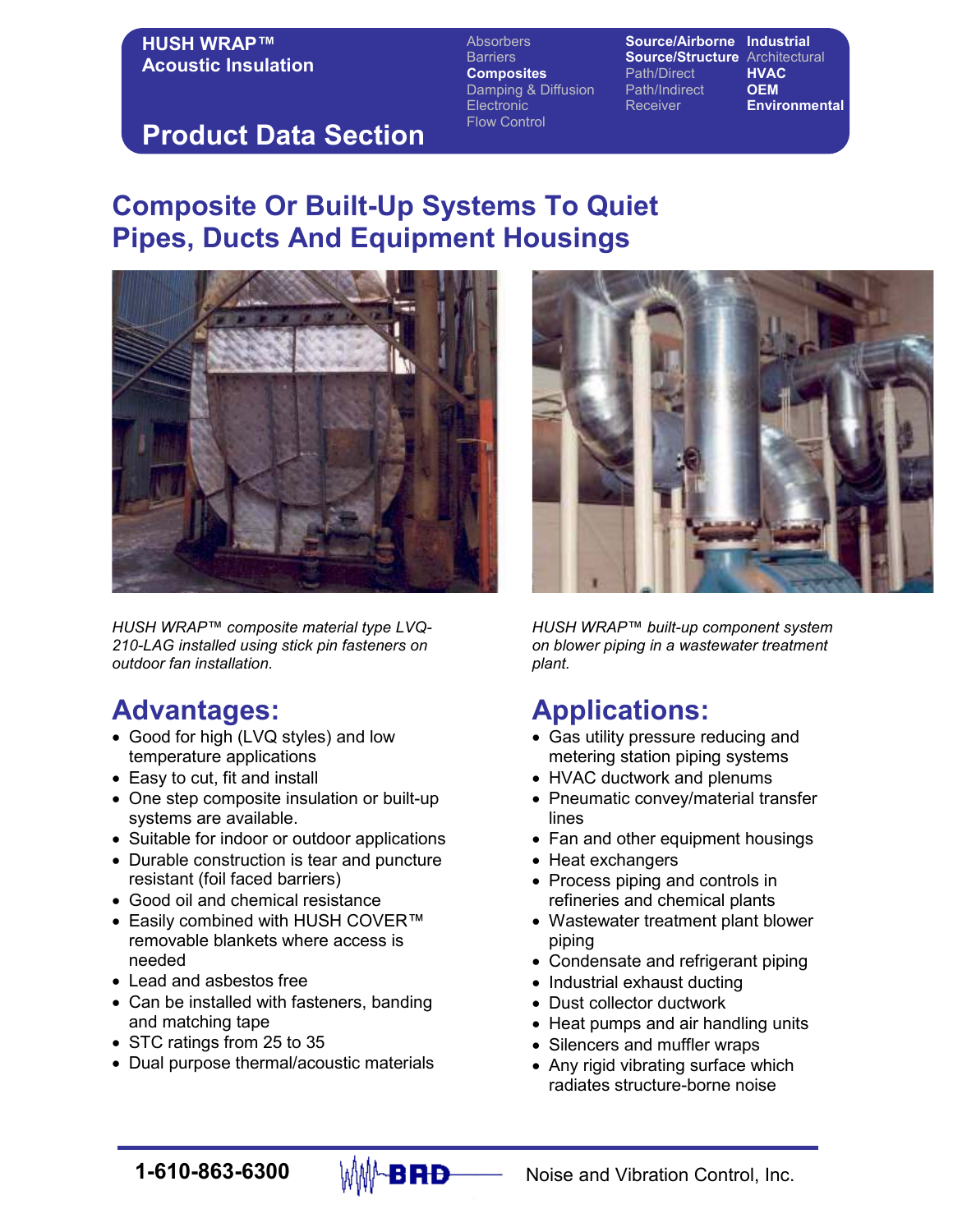**HUSH WRAP™**
**Acoustic Insulation**

# Product Data Section

Absorbers
Barriers
**Composites**
Damping & Diffusion
Electronic
Flow Control

**Source/Airborne**
**Source/Structure**
Path/Direct
Path/Indirect
Receiver

**Industrial**
Architectural
**HVAC**
**OEM**
**Environmental**

## Composite Or Built-Up Systems To Quiet Pipes, Ducts And Equipment Housings

*HUSH WRAP™ composite material type LVQ-210-LAG installed using stick pin fasteners on outdoor fan installation.*

*HUSH WRAP™ built-up component system on blower piping in a wastewater treatment plant.*

## Advantages:

- Good for high (LVQ styles) and low temperature applications
- Easy to cut, fit and install
- One step composite insulation or built-up systems are available.
- Suitable for indoor or outdoor applications
- Durable construction is tear and puncture resistant (foil faced barriers)
- Good oil and chemical resistance
- Easily combined with HUSH COVER™ removable blankets where access is needed
- Lead and asbestos free
- Can be installed with fasteners, banding and matching tape
- STC ratings from 25 to 35
- Dual purpose thermal/acoustic materials

## Applications:

- Gas utility pressure reducing and metering station piping systems
- HVAC ductwork and plenums
- Pneumatic convey/material transfer lines
- Fan and other equipment housings
- Heat exchangers
- Process piping and controls in refineries and chemical plants
- Wastewater treatment plant blower piping
- Condensate and refrigerant piping
- Industrial exhaust ducting
- Dust collector ductwork
- Heat pumps and air handling units
- Silencers and muffler wraps
- Any rigid vibrating surface which radiates structure-borne noise

**1-610-863-6300** BRD Noise and Vibration Control, Inc.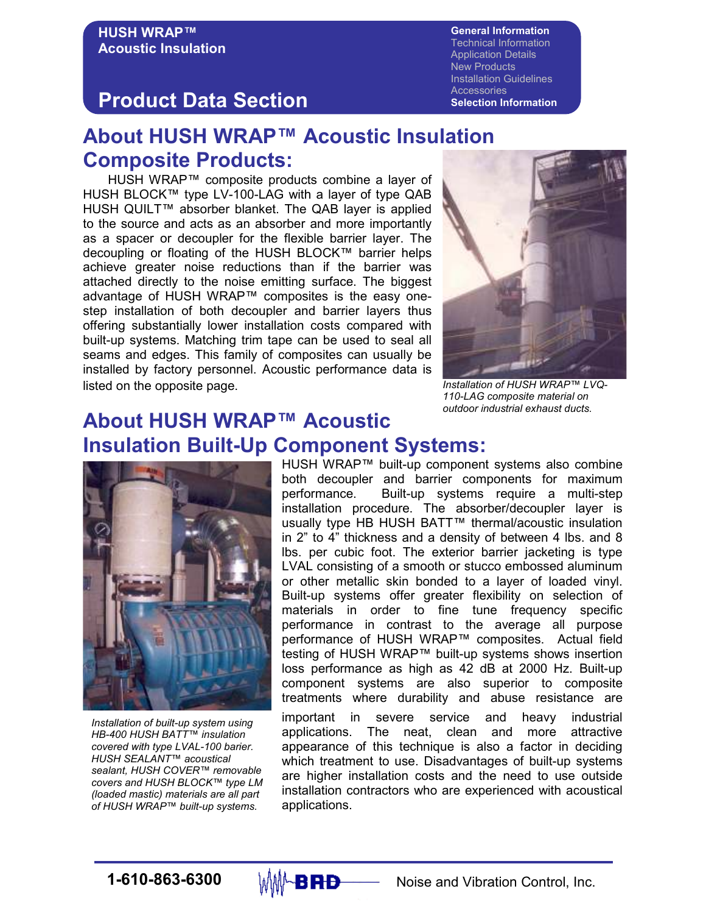# HUSH WRAP™ Acoustic Insulation

## Product Data Section

General Information
Technical Information
Application Details
New Products
Installation Guidelines
Accessories
Selection Information

## About HUSH WRAP™ Acoustic Insulation Composite Products:

HUSH WRAP™ composite products combine a layer of HUSH BLOCK™ type LV-100-LAG with a layer of type QAB HUSH QUILT™ absorber blanket. The QAB layer is applied to the source and acts as an absorber and more importantly as a spacer or decoupler for the flexible barrier layer. The decoupling or floating of the HUSH BLOCK™ barrier helps achieve greater noise reductions than if the barrier was attached directly to the noise emitting surface. The biggest advantage of HUSH WRAP™ composites is the easy one-step installation of both decoupler and barrier layers thus offering substantially lower installation costs compared with built-up systems. Matching trim tape can be used to seal all seams and edges. This family of composites can usually be installed by factory personnel. Acoustic performance data is listed on the opposite page.

*Installation of HUSH WRAP™ LVQ-110-LAG composite material on outdoor industrial exhaust ducts.*

## About HUSH WRAP™ Acoustic Insulation Built-Up Component Systems:

HUSH WRAP™ built-up component systems also combine both decoupler and barrier components for maximum performance. Built-up systems require a multi-step installation procedure. The absorber/decoupler layer is usually type HB HUSH BATT™ thermal/acoustic insulation in 2" to 4" thickness and a density of between 4 lbs. and 8 lbs. per cubic foot. The exterior barrier jacketing is type LVAL consisting of a smooth or stucco embossed aluminum or other metallic skin bonded to a layer of loaded vinyl. Built-up systems offer greater flexibility on selection of materials in order to fine tune frequency specific performance in contrast to the average all purpose performance of HUSH WRAP™ composites. Actual field testing of HUSH WRAP™ built-up systems shows insertion loss performance as high as 42 dB at 2000 Hz. Built-up component systems are also superior to composite treatments where durability and abuse resistance are important in severe service and heavy industrial applications. The neat, clean and more attractive appearance of this technique is also a factor in deciding which treatment to use. Disadvantages of built-up systems are higher installation costs and the need to use outside installation contractors who are experienced with acoustical applications.

*Installation of built-up system using HB-400 HUSH BATT™ insulation covered with type LVAL-100 barier. HUSH SEALANT™ acoustical sealant, HUSH COVER™ removable covers and HUSH BLOCK™ type LM (loaded mastic) materials are all part of HUSH WRAP™ built-up systems.*

1-610-863-6300 BRD Noise and Vibration Control, Inc.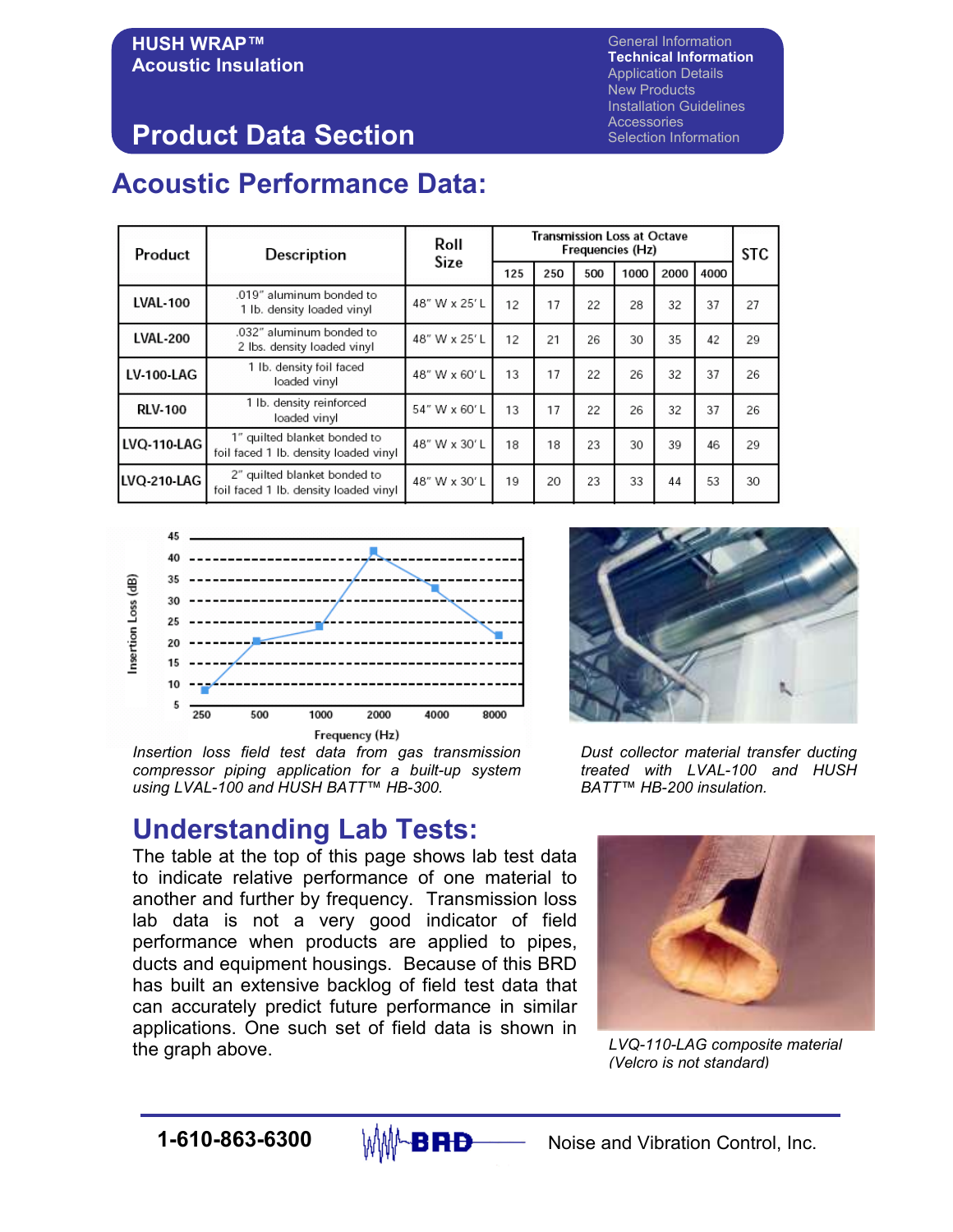# HUSH WRAP™ Acoustic Insulation

General Information
**Technical Information**
Application Details
New Products
Installation Guidelines
Accessories
Selection Information

## Product Data Section

## Acoustic Performance Data:

| Product | Description | Roll Size | Transmission Loss at Octave Frequencies (Hz) | | | | | | STC |
|---|---|---|---|---|---|---|---|---|---|
| | | | 125 | 250 | 500 | 1000 | 2000 | 4000 | |
| LVAL-100 | .019" aluminum bonded to 1 lb. density loaded vinyl | 48" W x 25' L | 12 | 17 | 22 | 28 | 32 | 37 | 27 |
| LVAL-200 | .032" aluminum bonded to 2 lbs. density loaded vinyl | 48" W x 25' L | 12 | 21 | 26 | 30 | 35 | 42 | 29 |
| LV-100-LAG | 1 lb. density foil faced loaded vinyl | 48" W x 60' L | 13 | 17 | 22 | 26 | 32 | 37 | 26 |
| RLV-100 | 1 lb. density reinforced loaded vinyl | 54" W x 60' L | 13 | 17 | 22 | 26 | 32 | 37 | 26 |
| LVQ-110-LAG | 1" quilted blanket bonded to foil faced 1 lb. density loaded vinyl | 48" W x 30' L | 18 | 18 | 23 | 30 | 39 | 46 | 29 |
| LVQ-210-LAG | 2" quilted blanket bonded to foil faced 1 lb. density loaded vinyl | 48" W x 30' L | 19 | 20 | 23 | 33 | 44 | 53 | 30 |

*Insertion loss field test data from gas transmission compressor piping application for a built-up system using LVAL-100 and HUSH BATT™ HB-300.*

*Dust collector material transfer ducting treated with LVAL-100 and HUSH BATT™ HB-200 insulation.*

## Understanding Lab Tests:

The table at the top of this page shows lab test data to indicate relative performance of one material to another and further by frequency. Transmission loss lab data is not a very good indicator of field performance when products are applied to pipes, ducts and equipment housings. Because of this BRD has built an extensive backlog of field test data that can accurately predict future performance in similar applications. One such set of field data is shown in the graph above.

*LVQ-110-LAG composite material (Velcro is not standard)*

1-610-863-6300 BRD Noise and Vibration Control, Inc.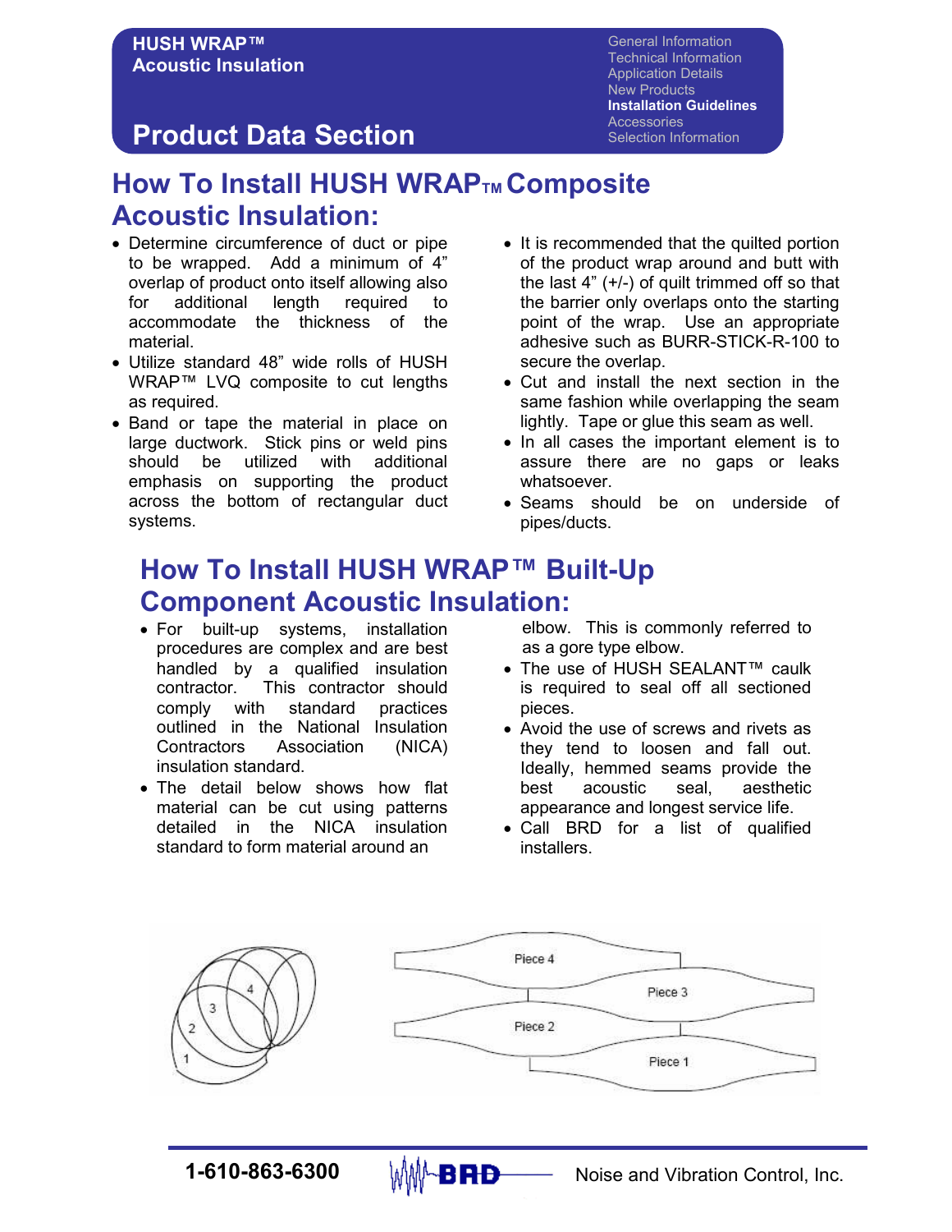HUSH WRAP™
Acoustic Insulation

## Product Data Section

General Information
Technical Information
Application Details
New Products
**Installation Guidelines**
Accessories
Selection Information

# How To Install HUSH WRAP™ Composite Acoustic Insulation:

- Determine circumference of duct or pipe to be wrapped. Add a minimum of 4" overlap of product onto itself allowing also for additional length required to accommodate the thickness of the material.
- Utilize standard 48" wide rolls of HUSH WRAP™ LVQ composite to cut lengths as required.
- Band or tape the material in place on large ductwork. Stick pins or weld pins should be utilized with additional emphasis on supporting the product across the bottom of rectangular duct systems.
- It is recommended that the quilted portion of the product wrap around and butt with the last 4" (+/-) of quilt trimmed off so that the barrier only overlaps onto the starting point of the wrap. Use an appropriate adhesive such as BURR-STICK-R-100 to secure the overlap.
- Cut and install the next section in the same fashion while overlapping the seam lightly. Tape or glue this seam as well.
- In all cases the important element is to assure there are no gaps or leaks whatsoever.
- Seams should be on underside of pipes/ducts.

# How To Install HUSH WRAP™ Built-Up Component Acoustic Insulation:

- For built-up systems, installation procedures are complex and are best handled by a qualified insulation contractor. This contractor should comply with standard practices outlined in the National Insulation Contractors Association (NICA) insulation standard.
- The detail below shows how flat material can be cut using patterns detailed in the NICA insulation standard to form material around an elbow. This is commonly referred to as a gore type elbow.
- The use of HUSH SEALANT™ caulk is required to seal off all sectioned pieces.
- Avoid the use of screws and rivets as they tend to loosen and fall out. Ideally, hemmed seams provide the best acoustic seal, aesthetic appearance and longest service life.
- Call BRD for a list of qualified installers.

1
2
3
4

Piece 4
Piece 3
Piece 2
Piece 1

1-610-863-6300 BRD Noise and Vibration Control, Inc.